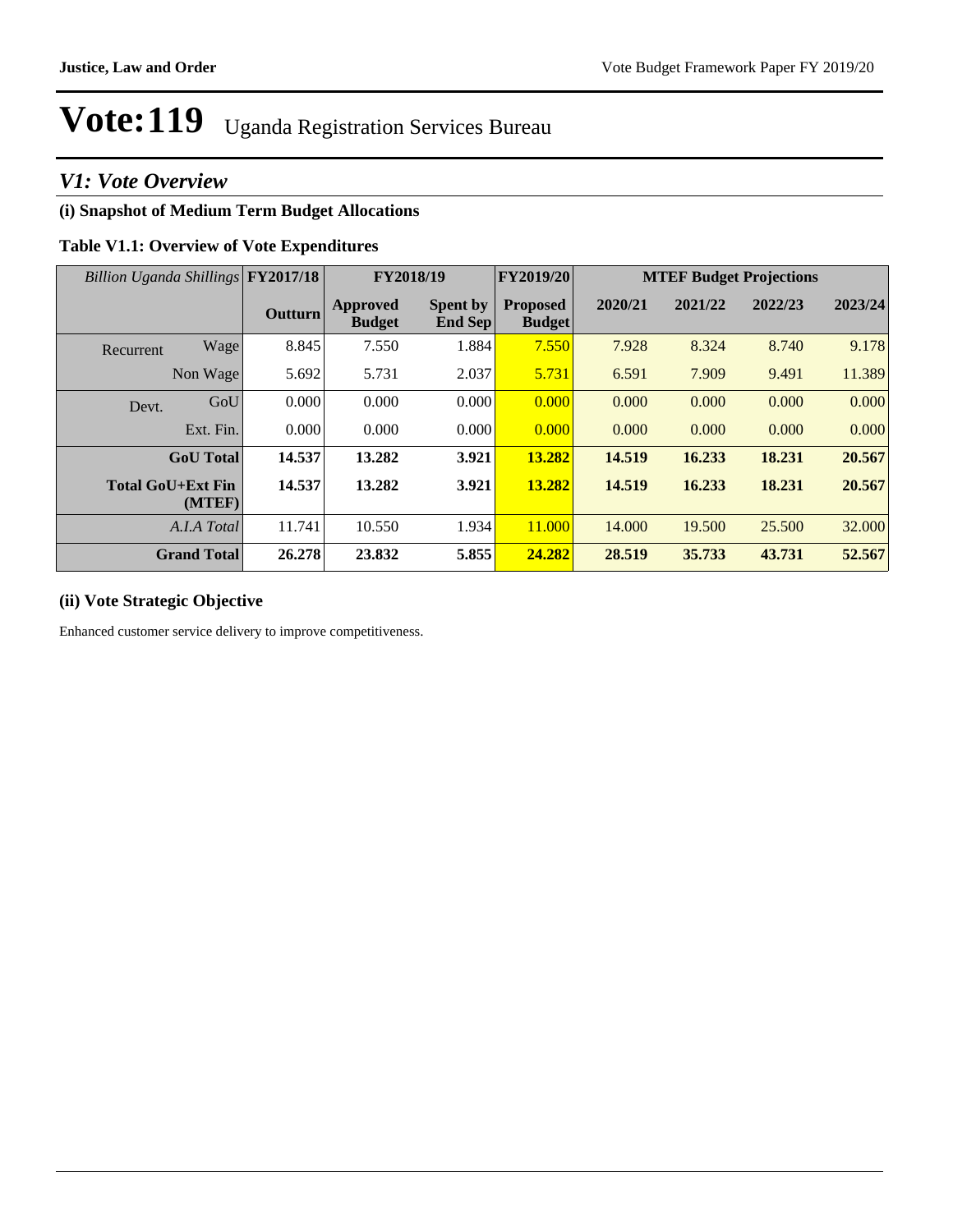# Vote:119 Uganda Registration Services Bureau

## *V1: Vote Overview*

### (i) Snapshot of Medium Term Budget Allocations

**Table V1.1: Overview of Vote Expenditures**

| *Billion Uganda Shillings* | | FY2017/18 | FY2018/19 | | FY2019/20 | MTEF Budget Projections | | | |
|---|---|---|---|---|---|---|---|---|---|
| | | **Outturn** | **Approved Budget** | **Spent by End Sep** | **Proposed Budget** | **2020/21** | **2021/22** | **2022/23** | **2023/24** |
| Recurrent | Wage | 8.845 | 7.550 | 1.884 | 7.550 | 7.928 | 8.324 | 8.740 | 9.178 |
| | Non Wage | 5.692 | 5.731 | 2.037 | 5.731 | 6.591 | 7.909 | 9.491 | 11.389 |
| Devt. | GoU | 0.000 | 0.000 | 0.000 | 0.000 | 0.000 | 0.000 | 0.000 | 0.000 |
| | Ext. Fin. | 0.000 | 0.000 | 0.000 | 0.000 | 0.000 | 0.000 | 0.000 | 0.000 |
| | **GoU Total** | **14.537** | **13.282** | **3.921** | **13.282** | **14.519** | **16.233** | **18.231** | **20.567** |
| | **Total GoU+Ext Fin (MTEF)** | **14.537** | **13.282** | **3.921** | **13.282** | **14.519** | **16.233** | **18.231** | **20.567** |
| | *A.I.A Total* | 11.741 | 10.550 | 1.934 | 11.000 | 14.000 | 19.500 | 25.500 | 32.000 |
| | **Grand Total** | **26.278** | **23.832** | **5.855** | **24.282** | **28.519** | **35.733** | **43.731** | **52.567** |

### (ii) Vote Strategic Objective

Enhanced customer service delivery to improve competitiveness.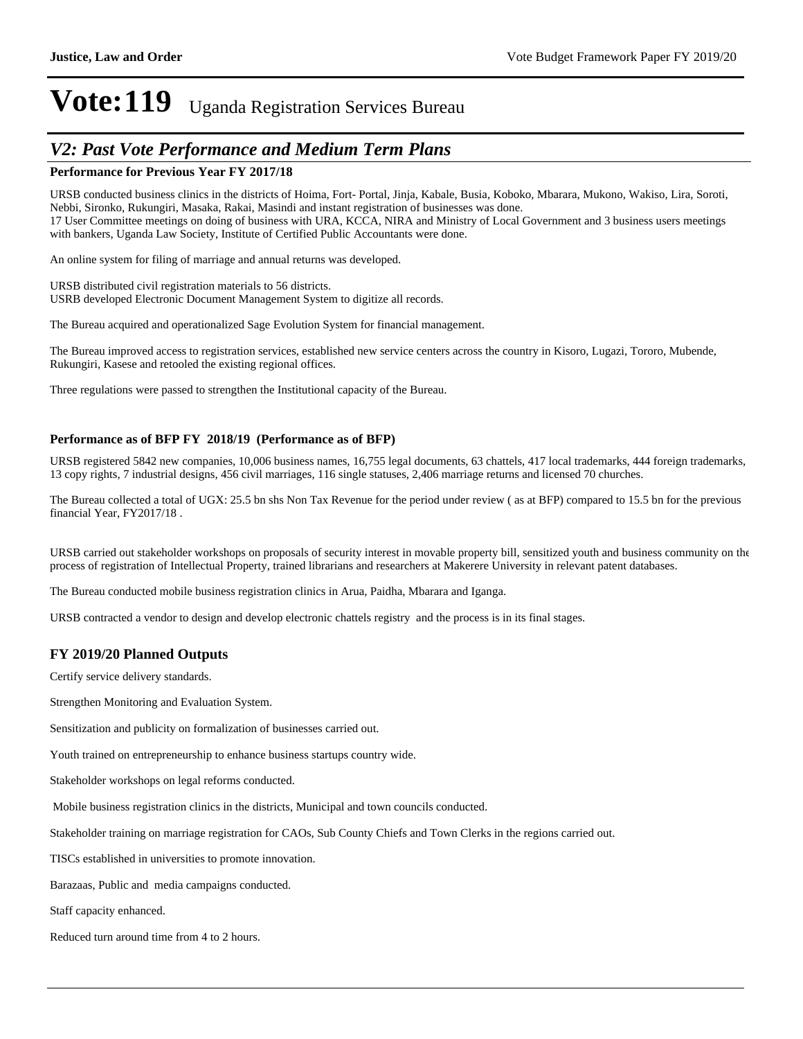# Vote:119 Uganda Registration Services Bureau

## *V2: Past Vote Performance and Medium Term Plans*

**Performance for Previous Year FY 2017/18**

URSB conducted business clinics in the districts of Hoima, Fort- Portal, Jinja, Kabale, Busia, Koboko, Mbarara, Mukono, Wakiso, Lira, Soroti, Nebbi, Sironko, Rukungiri, Masaka, Rakai, Masindi and instant registration of businesses was done.
17 User Committee meetings on doing of business with URA, KCCA, NIRA and Ministry of Local Government and 3 business users meetings with bankers, Uganda Law Society, Institute of Certified Public Accountants were done.

An online system for filing of marriage and annual returns was developed.

URSB distributed civil registration materials to 56 districts.
USRB developed Electronic Document Management System to digitize all records.

The Bureau acquired and operationalized Sage Evolution System for financial management.

The Bureau improved access to registration services, established new service centers across the country in Kisoro, Lugazi, Tororo, Mubende, Rukungiri, Kasese and retooled the existing regional offices.

Three regulations were passed to strengthen the Institutional capacity of the Bureau.

**Performance as of BFP FY 2018/19 (Performance as of BFP)**

URSB registered 5842 new companies, 10,006 business names, 16,755 legal documents, 63 chattels, 417 local trademarks, 444 foreign trademarks, 13 copy rights, 7 industrial designs, 456 civil marriages, 116 single statuses, 2,406 marriage returns and licensed 70 churches.

The Bureau collected a total of UGX: 25.5 bn shs Non Tax Revenue for the period under review ( as at BFP) compared to 15.5 bn for the previous financial Year, FY2017/18 .

URSB carried out stakeholder workshops on proposals of security interest in movable property bill, sensitized youth and business community on the process of registration of Intellectual Property, trained librarians and researchers at Makerere University in relevant patent databases.

The Bureau conducted mobile business registration clinics in Arua, Paidha, Mbarara and Iganga.

URSB contracted a vendor to design and develop electronic chattels registry and the process is in its final stages.

### FY 2019/20 Planned Outputs

Certify service delivery standards.

Strengthen Monitoring and Evaluation System.

Sensitization and publicity on formalization of businesses carried out.

Youth trained on entrepreneurship to enhance business startups country wide.

Stakeholder workshops on legal reforms conducted.

Mobile business registration clinics in the districts, Municipal and town councils conducted.

Stakeholder training on marriage registration for CAOs, Sub County Chiefs and Town Clerks in the regions carried out.

TISCs established in universities to promote innovation.

Barazaas, Public and media campaigns conducted.

Staff capacity enhanced.

Reduced turn around time from 4 to 2 hours.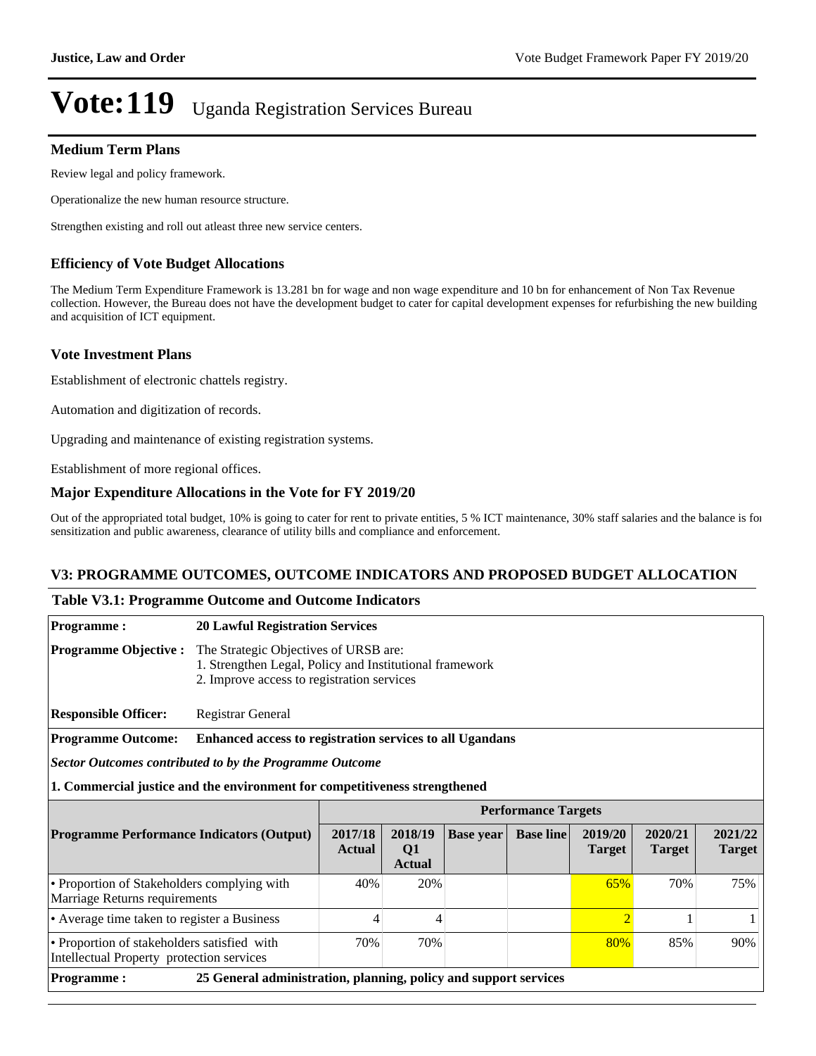# Vote:119 Uganda Registration Services Bureau

## Medium Term Plans

Review legal and policy framework.

Operationalize the new human resource structure.

Strengthen existing and roll out atleast three new service centers.

## Efficiency of Vote Budget Allocations

The Medium Term Expenditure Framework is 13.281 bn for wage and non wage expenditure and 10 bn for enhancement of Non Tax Revenue collection. However, the Bureau does not have the development budget to cater for capital development expenses for refurbishing the new building and acquisition of ICT equipment.

## Vote Investment Plans

Establishment of electronic chattels registry.

Automation and digitization of records.

Upgrading and maintenance of existing registration systems.

Establishment of more regional offices.

## Major Expenditure Allocations in the Vote for FY 2019/20

Out of the appropriated total budget, 10% is going to cater for rent to private entities, 5 % ICT maintenance, 30% staff salaries and the balance is for sensitization and public awareness, clearance of utility bills and compliance and enforcement.

## V3: PROGRAMME OUTCOMES, OUTCOME INDICATORS AND PROPOSED BUDGET ALLOCATION

### Table V3.1: Programme Outcome and Outcome Indicators

**Programme :** **20 Lawful Registration Services**

**Programme Objective :** The Strategic Objectives of URSB are:
1. Strengthen Legal, Policy and Institutional framework
2. Improve access to registration services

**Responsible Officer:** Registrar General

**Programme Outcome:** **Enhanced access to registration services to all Ugandans**

***Sector Outcomes contributed to by the Programme Outcome***

**1. Commercial justice and the environment for competitiveness strengthened**

| | Performance Targets | | | | | | |
|---|---|---|---|---|---|---|---|
| **Programme Performance Indicators (Output)** | **2017/18 Actual** | **2018/19 Q1 Actual** | **Base year** | **Base line** | **2019/20 Target** | **2020/21 Target** | **2021/22 Target** |
| • Proportion of Stakeholders complying with Marriage Returns requirements | 40% | 20% | | | 65% | 70% | 75% |
| • Average time taken to register a Business | 4 | 4 | | | 2 | 1 | 1 |
| • Proportion of stakeholders satisfied with Intellectual Property protection services | 70% | 70% | | | 80% | 85% | 90% |

**Programme :** **25 General administration, planning, policy and support services**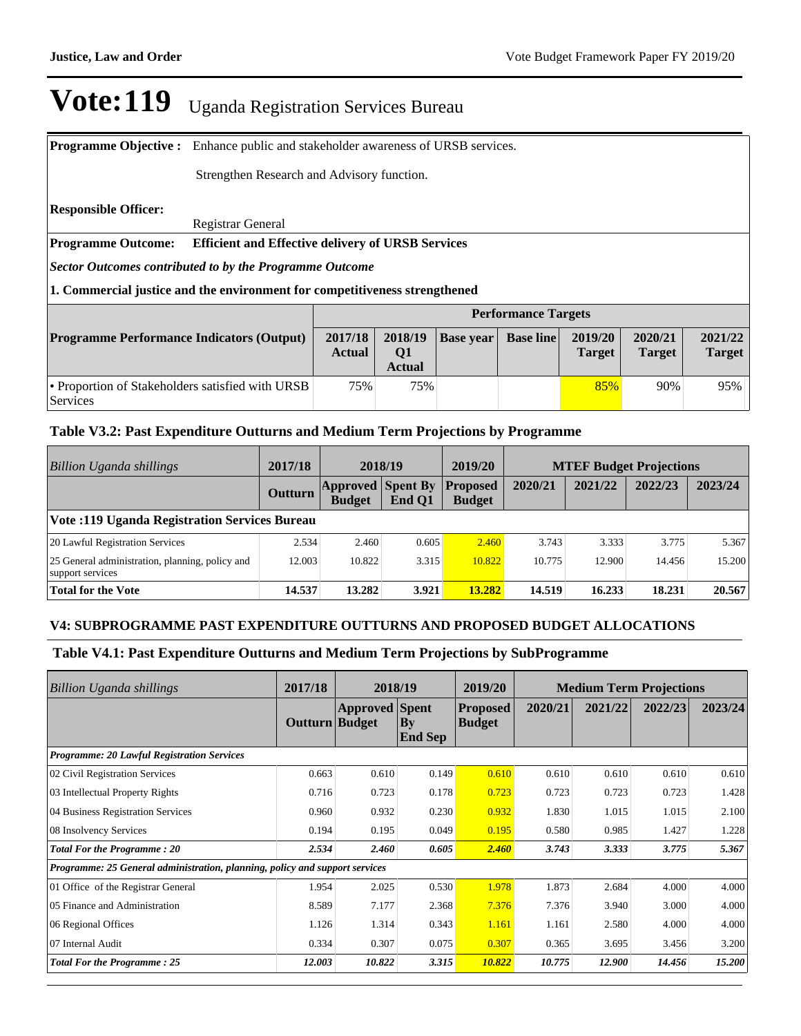# Vote:119 Uganda Registration Services Bureau

| | |
|---|---|
| **Programme Objective :** | Enhance public and stakeholder awareness of URSB services. |
| | Strengthen Research and Advisory function. |
| **Responsible Officer:** | Registrar General |
| **Programme Outcome:** | **Efficient and Effective delivery of URSB Services** |

***Sector Outcomes contributed to by the Programme Outcome***

**1. Commercial justice and the environment for competitiveness strengthened**

| | Performance Targets | | | | | | |
|---|---|---|---|---|---|---|---|
| **Programme Performance Indicators (Output)** | **2017/18 Actual** | **2018/19 Q1 Actual** | **Base year** | **Base line** | **2019/20 Target** | **2020/21 Target** | **2021/22 Target** |
| • Proportion of Stakeholders satisfied with URSB Services | 75% | 75% | | | 85% | 90% | 95% |

### Table V3.2: Past Expenditure Outturns and Medium Term Projections by Programme

| *Billion Uganda shillings* | 2017/18 | 2018/19 | | 2019/20 | MTEF Budget Projections | | | |
|---|---|---|---|---|---|---|---|---|
| | **Outturn** | **Approved Budget** | **Spent By End Q1** | **Proposed Budget** | **2020/21** | **2021/22** | **2022/23** | **2023/24** |
| **Vote :119 Uganda Registration Services Bureau** | | | | | | | | |
| 20 Lawful Registration Services | 2.534 | 2.460 | 0.605 | 2.460 | 3.743 | 3.333 | 3.775 | 5.367 |
| 25 General administration, planning, policy and support services | 12.003 | 10.822 | 3.315 | 10.822 | 10.775 | 12.900 | 14.456 | 15.200 |
| **Total for the Vote** | **14.537** | **13.282** | **3.921** | **13.282** | **14.519** | **16.233** | **18.231** | **20.567** |

## V4: SUBPROGRAMME PAST EXPENDITURE OUTTURNS AND PROPOSED BUDGET ALLOCATIONS

### Table V4.1: Past Expenditure Outturns and Medium Term Projections by SubProgramme

| *Billion Uganda shillings* | 2017/18 | 2018/19 | | 2019/20 | Medium Term Projections | | | |
|---|---|---|---|---|---|---|---|---|
| | **Outturn** | **Approved Budget** | **Spent By End Sep** | **Proposed Budget** | **2020/21** | **2021/22** | **2022/23** | **2023/24** |
| ***Programme: 20 Lawful Registration Services*** | | | | | | | | |
| 02 Civil Registration Services | 0.663 | 0.610 | 0.149 | 0.610 | 0.610 | 0.610 | 0.610 | 0.610 |
| 03 Intellectual Property Rights | 0.716 | 0.723 | 0.178 | 0.723 | 0.723 | 0.723 | 0.723 | 1.428 |
| 04 Business Registration Services | 0.960 | 0.932 | 0.230 | 0.932 | 1.830 | 1.015 | 1.015 | 2.100 |
| 08 Insolvency Services | 0.194 | 0.195 | 0.049 | 0.195 | 0.580 | 0.985 | 1.427 | 1.228 |
| ***Total For the Programme : 20*** | ***2.534*** | ***2.460*** | ***0.605*** | ***2.460*** | ***3.743*** | ***3.333*** | ***3.775*** | ***5.367*** |
| ***Programme: 25 General administration, planning, policy and support services*** | | | | | | | | |
| 01 Office of the Registrar General | 1.954 | 2.025 | 0.530 | 1.978 | 1.873 | 2.684 | 4.000 | 4.000 |
| 05 Finance and Administration | 8.589 | 7.177 | 2.368 | 7.376 | 7.376 | 3.940 | 3.000 | 4.000 |
| 06 Regional Offices | 1.126 | 1.314 | 0.343 | 1.161 | 1.161 | 2.580 | 4.000 | 4.000 |
| 07 Internal Audit | 0.334 | 0.307 | 0.075 | 0.307 | 0.365 | 3.695 | 3.456 | 3.200 |
| ***Total For the Programme : 25*** | ***12.003*** | ***10.822*** | ***3.315*** | ***10.822*** | ***10.775*** | ***12.900*** | ***14.456*** | ***15.200*** |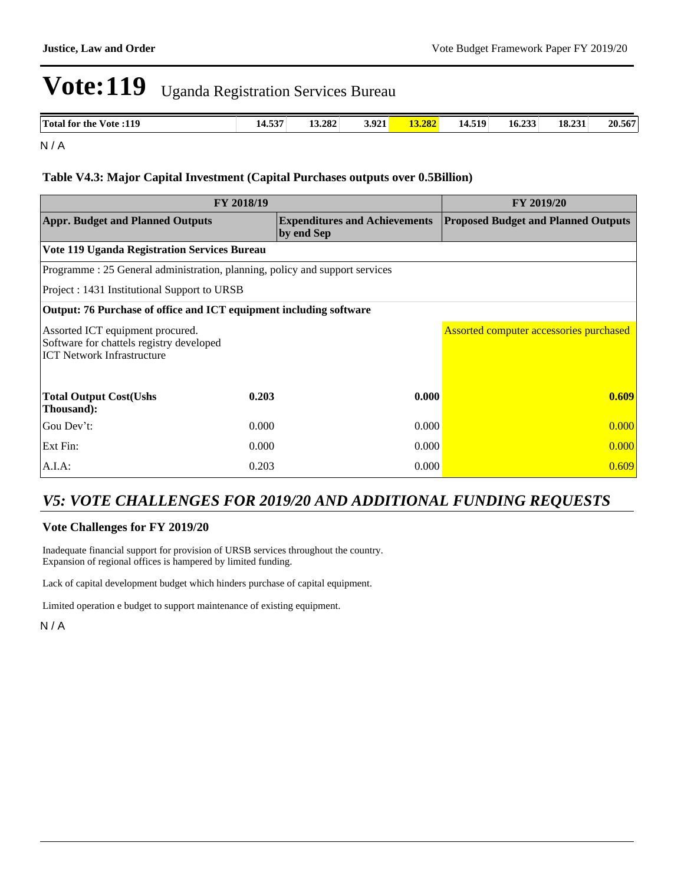# Vote:119 Uganda Registration Services Bureau

| | | | | | | | | |
|---|---|---|---|---|---|---|---|---|
| **Total for the Vote :119** | **14.537** | **13.282** | **3.921** | **13.282** | **14.519** | **16.233** | **18.231** | **20.567** |

N / A

### Table V4.3: Major Capital Investment (Capital Purchases outputs over 0.5Billion)

| FY 2018/19 | | | | FY 2019/20 |
|---|---|---|---|---|
| **Appr. Budget and Planned Outputs** | | **Expenditures and Achievements by end Sep** | | **Proposed Budget and Planned Outputs** |
| **Vote 119 Uganda Registration Services Bureau** | | | | |
| Programme : 25 General administration, planning, policy and support services | | | | |
| Project : 1431 Institutional Support to URSB | | | | |
| **Output: 76 Purchase of office and ICT equipment including software** | | | | |
| Assorted ICT equipment procured.<br>Software for chattels registry developed<br>ICT Network Infrastructure | | | | Assorted computer accessories purchased |
| **Total Output Cost(Ushs Thousand):** | **0.203** | | **0.000** | **0.609** |
| Gou Dev't: | 0.000 | | 0.000 | 0.000 |
| Ext Fin: | 0.000 | | 0.000 | 0.000 |
| A.I.A: | 0.203 | | 0.000 | 0.609 |

## *V5: VOTE CHALLENGES FOR 2019/20 AND ADDITIONAL FUNDING REQUESTS*

### Vote Challenges for FY 2019/20

Inadequate financial support for provision of URSB services throughout the country.
Expansion of regional offices is hampered by limited funding.

Lack of capital development budget which hinders purchase of capital equipment.

Limited operation e budget to support maintenance of existing equipment.

N / A